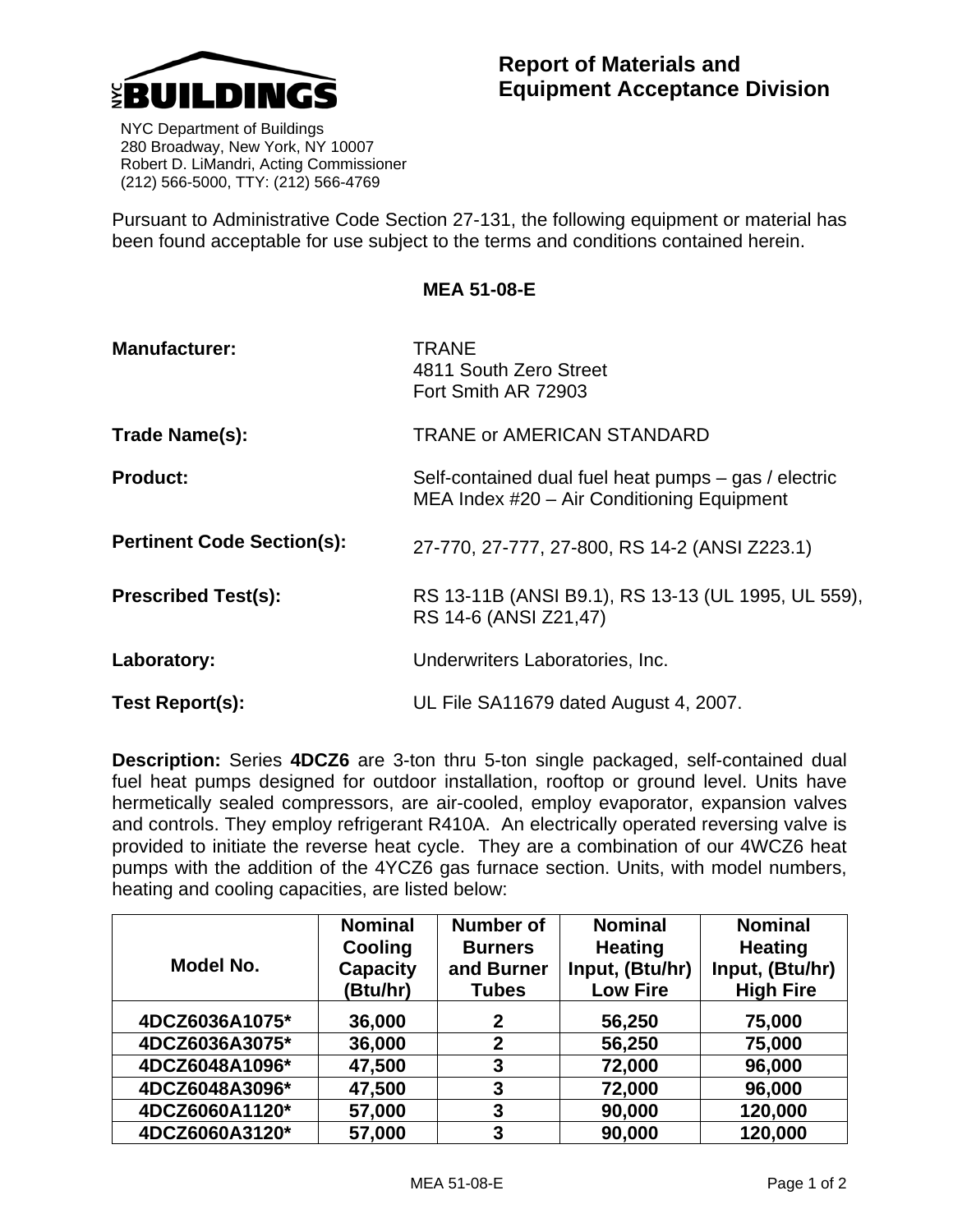NYC BUILDINGS

# Report of Materials and Equipment Acceptance Division

NYC Department of Buildings
280 Broadway, New York, NY 10007
Robert D. LiMandri, Acting Commissioner
(212) 566-5000, TTY: (212) 566-4769

Pursuant to Administrative Code Section 27-131, the following equipment or material has been found acceptable for use subject to the terms and conditions contained herein.

**MEA 51-08-E**

**Manufacturer:** TRANE
4811 South Zero Street
Fort Smith AR 72903

**Trade Name(s):** TRANE or AMERICAN STANDARD

**Product:** Self-contained dual fuel heat pumps – gas / electric
MEA Index #20 – Air Conditioning Equipment

**Pertinent Code Section(s):** 27-770, 27-777, 27-800, RS 14-2 (ANSI Z223.1)

**Prescribed Test(s):** RS 13-11B (ANSI B9.1), RS 13-13 (UL 1995, UL 559), RS 14-6 (ANSI Z21,47)

**Laboratory:** Underwriters Laboratories, Inc.

**Test Report(s):** UL File SA11679 dated August 4, 2007.

**Description:** Series **4DCZ6** are 3-ton thru 5-ton single packaged, self-contained dual fuel heat pumps designed for outdoor installation, rooftop or ground level. Units have hermetically sealed compressors, are air-cooled, employ evaporator, expansion valves and controls. They employ refrigerant R410A. An electrically operated reversing valve is provided to initiate the reverse heat cycle. They are a combination of our 4WCZ6 heat pumps with the addition of the 4YCZ6 gas furnace section. Units, with model numbers, heating and cooling capacities, are listed below:

| Model No. | Nominal Cooling Capacity (Btu/hr) | Number of Burners and Burner Tubes | Nominal Heating Input, (Btu/hr) Low Fire | Nominal Heating Input, (Btu/hr) High Fire |
|---|---|---|---|---|
| **4DCZ6036A1075*** | **36,000** | **2** | **56,250** | **75,000** |
| **4DCZ6036A3075*** | **36,000** | **2** | **56,250** | **75,000** |
| **4DCZ6048A1096*** | **47,500** | **3** | **72,000** | **96,000** |
| **4DCZ6048A3096*** | **47,500** | **3** | **72,000** | **96,000** |
| **4DCZ6060A1120*** | **57,000** | **3** | **90,000** | **120,000** |
| **4DCZ6060A3120*** | **57,000** | **3** | **90,000** | **120,000** |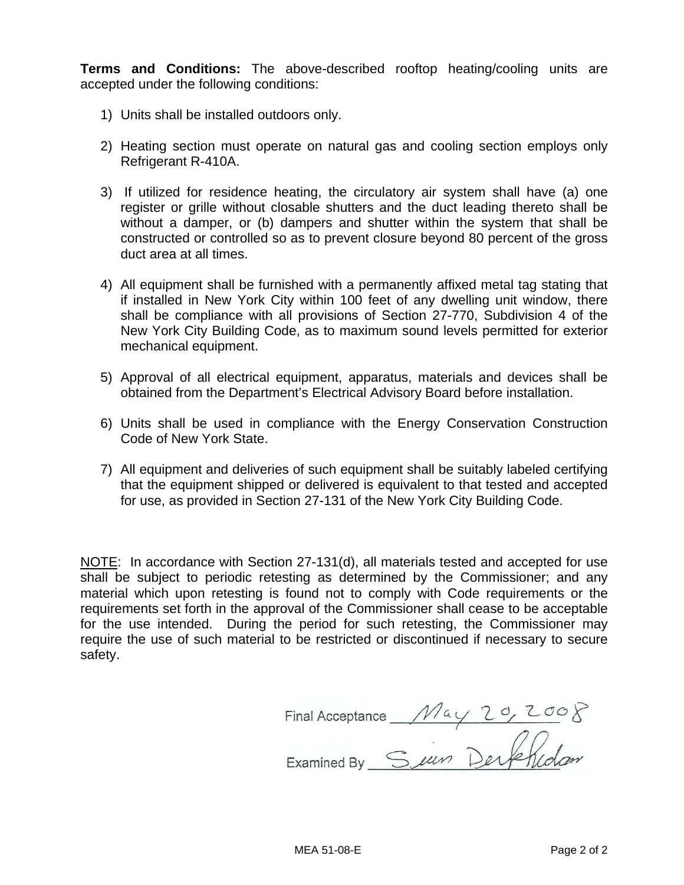**Terms and Conditions:** The above-described rooftop heating/cooling units are accepted under the following conditions:

1) Units shall be installed outdoors only.

2) Heating section must operate on natural gas and cooling section employs only Refrigerant R-410A.

3) If utilized for residence heating, the circulatory air system shall have (a) one register or grille without closable shutters and the duct leading thereto shall be without a damper, or (b) dampers and shutter within the system that shall be constructed or controlled so as to prevent closure beyond 80 percent of the gross duct area at all times.

4) All equipment shall be furnished with a permanently affixed metal tag stating that if installed in New York City within 100 feet of any dwelling unit window, there shall be compliance with all provisions of Section 27-770, Subdivision 4 of the New York City Building Code, as to maximum sound levels permitted for exterior mechanical equipment.

5) Approval of all electrical equipment, apparatus, materials and devices shall be obtained from the Department's Electrical Advisory Board before installation.

6) Units shall be used in compliance with the Energy Conservation Construction Code of New York State.

7) All equipment and deliveries of such equipment shall be suitably labeled certifying that the equipment shipped or delivered is equivalent to that tested and accepted for use, as provided in Section 27-131 of the New York City Building Code.

NOTE: In accordance with Section 27-131(d), all materials tested and accepted for use shall be subject to periodic retesting as determined by the Commissioner; and any material which upon retesting is found not to comply with Code requirements or the requirements set forth in the approval of the Commissioner shall cease to be acceptable for the use intended. During the period for such retesting, the Commissioner may require the use of such material to be restricted or discontinued if necessary to secure safety.

Final Acceptance May 20, 2008

Examined By Sun Derfeldan

MEA 51-08-E